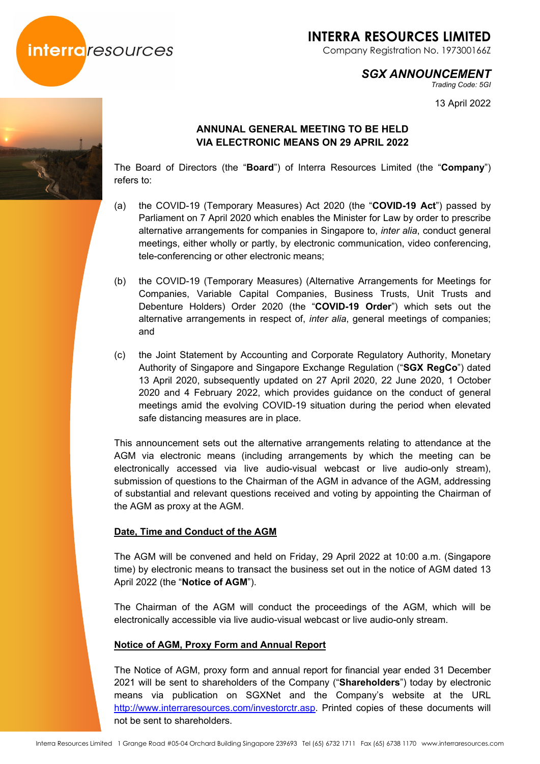# INTERRA RESOURCES LIMITED

Company Registration No. 197300166Z

***SGX ANNOUNCEMENT***

*Trading Code: 5GI*

13 April 2022

## ANNUNAL GENERAL MEETING TO BE HELD VIA ELECTRONIC MEANS ON 29 APRIL 2022

The Board of Directors (the "**Board**") of Interra Resources Limited (the "**Company**") refers to:

(a) the COVID-19 (Temporary Measures) Act 2020 (the "**COVID-19 Act**") passed by Parliament on 7 April 2020 which enables the Minister for Law by order to prescribe alternative arrangements for companies in Singapore to, *inter alia*, conduct general meetings, either wholly or partly, by electronic communication, video conferencing, tele-conferencing or other electronic means;

(b) the COVID-19 (Temporary Measures) (Alternative Arrangements for Meetings for Companies, Variable Capital Companies, Business Trusts, Unit Trusts and Debenture Holders) Order 2020 (the "**COVID-19 Order**") which sets out the alternative arrangements in respect of, *inter alia*, general meetings of companies; and

(c) the Joint Statement by Accounting and Corporate Regulatory Authority, Monetary Authority of Singapore and Singapore Exchange Regulation ("**SGX RegCo**") dated 13 April 2020, subsequently updated on 27 April 2020, 22 June 2020, 1 October 2020 and 4 February 2022, which provides guidance on the conduct of general meetings amid the evolving COVID-19 situation during the period when elevated safe distancing measures are in place.

This announcement sets out the alternative arrangements relating to attendance at the AGM via electronic means (including arrangements by which the meeting can be electronically accessed via live audio-visual webcast or live audio-only stream), submission of questions to the Chairman of the AGM in advance of the AGM, addressing of substantial and relevant questions received and voting by appointing the Chairman of the AGM as proxy at the AGM.

### Date, Time and Conduct of the AGM

The AGM will be convened and held on Friday, 29 April 2022 at 10:00 a.m. (Singapore time) by electronic means to transact the business set out in the notice of AGM dated 13 April 2022 (the "**Notice of AGM**").

The Chairman of the AGM will conduct the proceedings of the AGM, which will be electronically accessible via live audio-visual webcast or live audio-only stream.

### Notice of AGM, Proxy Form and Annual Report

The Notice of AGM, proxy form and annual report for financial year ended 31 December 2021 will be sent to shareholders of the Company ("**Shareholders**") today by electronic means via publication on SGXNet and the Company's website at the URL http://www.interraresources.com/investorctr.asp. Printed copies of these documents will not be sent to shareholders.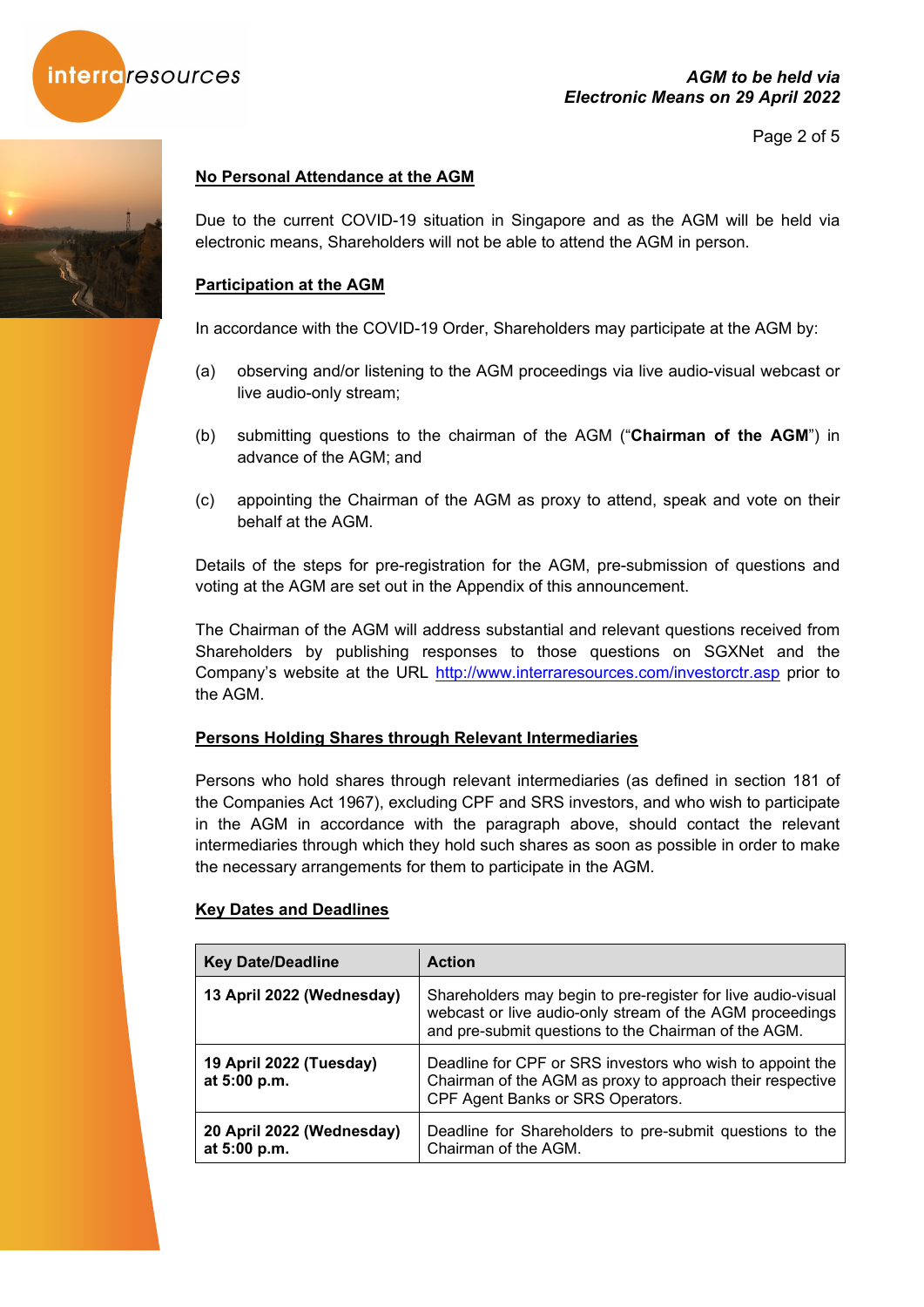## No Personal Attendance at the AGM

Due to the current COVID-19 situation in Singapore and as the AGM will be held via electronic means, Shareholders will not be able to attend the AGM in person.

## Participation at the AGM

In accordance with the COVID-19 Order, Shareholders may participate at the AGM by:

(a) observing and/or listening to the AGM proceedings via live audio-visual webcast or live audio-only stream;

(b) submitting questions to the chairman of the AGM ("**Chairman of the AGM**") in advance of the AGM; and

(c) appointing the Chairman of the AGM as proxy to attend, speak and vote on their behalf at the AGM.

Details of the steps for pre-registration for the AGM, pre-submission of questions and voting at the AGM are set out in the Appendix of this announcement.

The Chairman of the AGM will address substantial and relevant questions received from Shareholders by publishing responses to those questions on SGXNet and the Company's website at the URL http://www.interraresources.com/investorctr.asp prior to the AGM.

## Persons Holding Shares through Relevant Intermediaries

Persons who hold shares through relevant intermediaries (as defined in section 181 of the Companies Act 1967), excluding CPF and SRS investors, and who wish to participate in the AGM in accordance with the paragraph above, should contact the relevant intermediaries through which they hold such shares as soon as possible in order to make the necessary arrangements for them to participate in the AGM.

## Key Dates and Deadlines

| Key Date/Deadline | Action |
|---|---|
| **13 April 2022 (Wednesday)** | Shareholders may begin to pre-register for live audio-visual webcast or live audio-only stream of the AGM proceedings and pre-submit questions to the Chairman of the AGM. |
| **19 April 2022 (Tuesday) at 5:00 p.m.** | Deadline for CPF or SRS investors who wish to appoint the Chairman of the AGM as proxy to approach their respective CPF Agent Banks or SRS Operators. |
| **20 April 2022 (Wednesday) at 5:00 p.m.** | Deadline for Shareholders to pre-submit questions to the Chairman of the AGM. |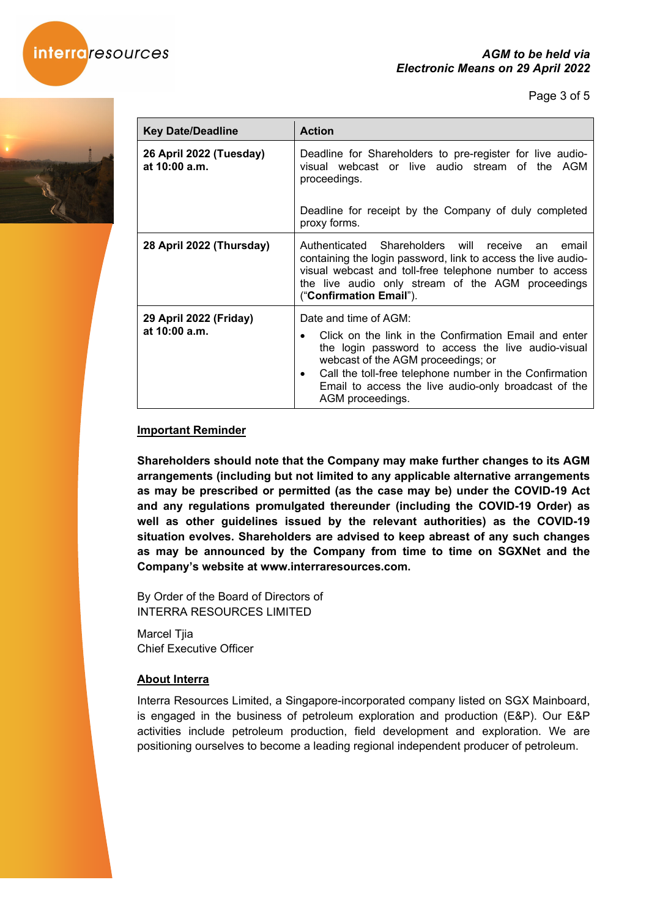| Key Date/Deadline | Action |
|---|---|
| **26 April 2022 (Tuesday) at 10:00 a.m.** | Deadline for Shareholders to pre-register for live audio-visual webcast or live audio stream of the AGM proceedings.<br><br>Deadline for receipt by the Company of duly completed proxy forms. |
| **28 April 2022 (Thursday)** | Authenticated Shareholders will receive an email containing the login password, link to access the live audio-visual webcast and toll-free telephone number to access the live audio only stream of the AGM proceedings ("**Confirmation Email**"). |
| **29 April 2022 (Friday) at 10:00 a.m.** | Date and time of AGM:<br>• Click on the link in the Confirmation Email and enter the login password to access the live audio-visual webcast of the AGM proceedings; or<br>• Call the toll-free telephone number in the Confirmation Email to access the live audio-only broadcast of the AGM proceedings. |

**<u>Important Reminder</u>**

**Shareholders should note that the Company may make further changes to its AGM arrangements (including but not limited to any applicable alternative arrangements as may be prescribed or permitted (as the case may be) under the COVID-19 Act and any regulations promulgated thereunder (including the COVID-19 Order) as well as other guidelines issued by the relevant authorities) as the COVID-19 situation evolves. Shareholders are advised to keep abreast of any such changes as may be announced by the Company from time to time on SGXNet and the Company's website at www.interraresources.com.**

By Order of the Board of Directors of
INTERRA RESOURCES LIMITED

Marcel Tjia
Chief Executive Officer

**<u>About Interra</u>**

Interra Resources Limited, a Singapore-incorporated company listed on SGX Mainboard, is engaged in the business of petroleum exploration and production (E&P). Our E&P activities include petroleum production, field development and exploration. We are positioning ourselves to become a leading regional independent producer of petroleum.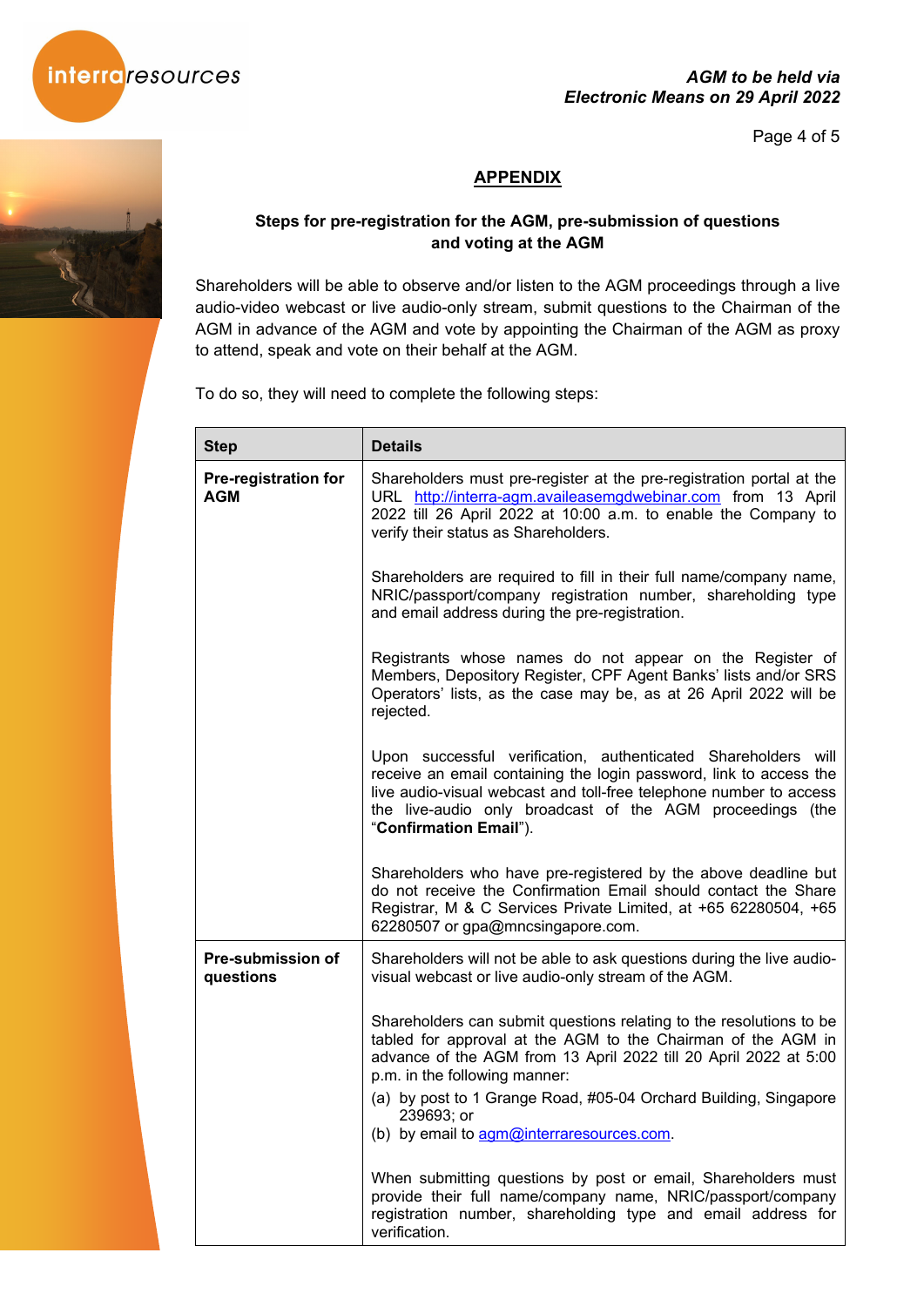## APPENDIX

**Steps for pre-registration for the AGM, pre-submission of questions and voting at the AGM**

Shareholders will be able to observe and/or listen to the AGM proceedings through a live audio-video webcast or live audio-only stream, submit questions to the Chairman of the AGM in advance of the AGM and vote by appointing the Chairman of the AGM as proxy to attend, speak and vote on their behalf at the AGM.

To do so, they will need to complete the following steps:

| Step | Details |
| --- | --- |
| **Pre-registration for AGM** | Shareholders must pre-register at the pre-registration portal at the URL http://interra-agm.availeasemgdwebinar.com from 13 April 2022 till 26 April 2022 at 10:00 a.m. to enable the Company to verify their status as Shareholders.<br><br>Shareholders are required to fill in their full name/company name, NRIC/passport/company registration number, shareholding type and email address during the pre-registration.<br><br>Registrants whose names do not appear on the Register of Members, Depository Register, CPF Agent Banks' lists and/or SRS Operators' lists, as the case may be, as at 26 April 2022 will be rejected.<br><br>Upon successful verification, authenticated Shareholders will receive an email containing the login password, link to access the live audio-visual webcast and toll-free telephone number to access the live-audio only broadcast of the AGM proceedings (the "**Confirmation Email**").<br><br>Shareholders who have pre-registered by the above deadline but do not receive the Confirmation Email should contact the Share Registrar, M & C Services Private Limited, at +65 62280504, +65 62280507 or gpa@mncsingapore.com. |
| **Pre-submission of questions** | Shareholders will not be able to ask questions during the live audio-visual webcast or live audio-only stream of the AGM.<br><br>Shareholders can submit questions relating to the resolutions to be tabled for approval at the AGM to the Chairman of the AGM in advance of the AGM from 13 April 2022 till 20 April 2022 at 5:00 p.m. in the following manner:<br>(a) by post to 1 Grange Road, #05-04 Orchard Building, Singapore 239693; or<br>(b) by email to agm@interraresources.com.<br><br>When submitting questions by post or email, Shareholders must provide their full name/company name, NRIC/passport/company registration number, shareholding type and email address for verification. |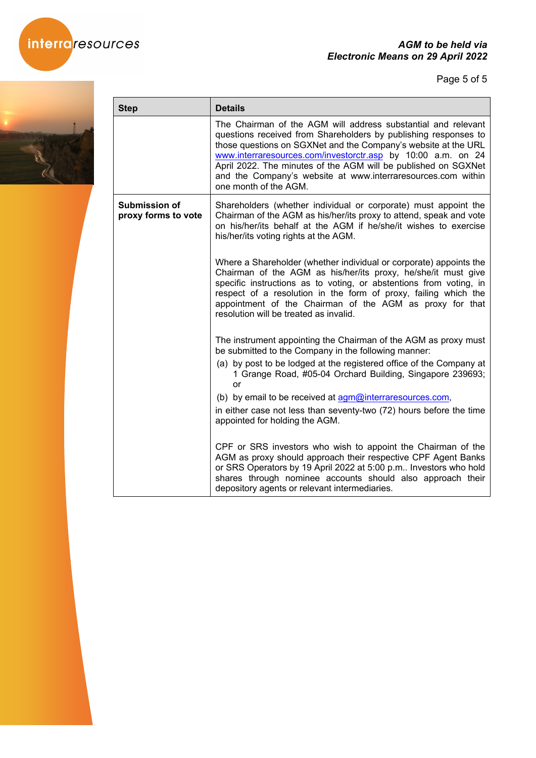| Step | Details |
| --- | --- |
| | The Chairman of the AGM will address substantial and relevant questions received from Shareholders by publishing responses to those questions on SGXNet and the Company's website at the URL www.interraresources.com/investorctr.asp by 10:00 a.m. on 24 April 2022. The minutes of the AGM will be published on SGXNet and the Company's website at www.interraresources.com within one month of the AGM. |
| **Submission of proxy forms to vote** | Shareholders (whether individual or corporate) must appoint the Chairman of the AGM as his/her/its proxy to attend, speak and vote on his/her/its behalf at the AGM if he/she/it wishes to exercise his/her/its voting rights at the AGM.<br><br>Where a Shareholder (whether individual or corporate) appoints the Chairman of the AGM as his/her/its proxy, he/she/it must give specific instructions as to voting, or abstentions from voting, in respect of a resolution in the form of proxy, failing which the appointment of the Chairman of the AGM as proxy for that resolution will be treated as invalid.<br><br>The instrument appointing the Chairman of the AGM as proxy must be submitted to the Company in the following manner:<br>(a) by post to be lodged at the registered office of the Company at 1 Grange Road, #05-04 Orchard Building, Singapore 239693; or<br>(b) by email to be received at agm@interraresources.com,<br>in either case not less than seventy-two (72) hours before the time appointed for holding the AGM.<br><br>CPF or SRS investors who wish to appoint the Chairman of the AGM as proxy should approach their respective CPF Agent Banks or SRS Operators by 19 April 2022 at 5:00 p.m.. Investors who hold shares through nominee accounts should also approach their depository agents or relevant intermediaries. |